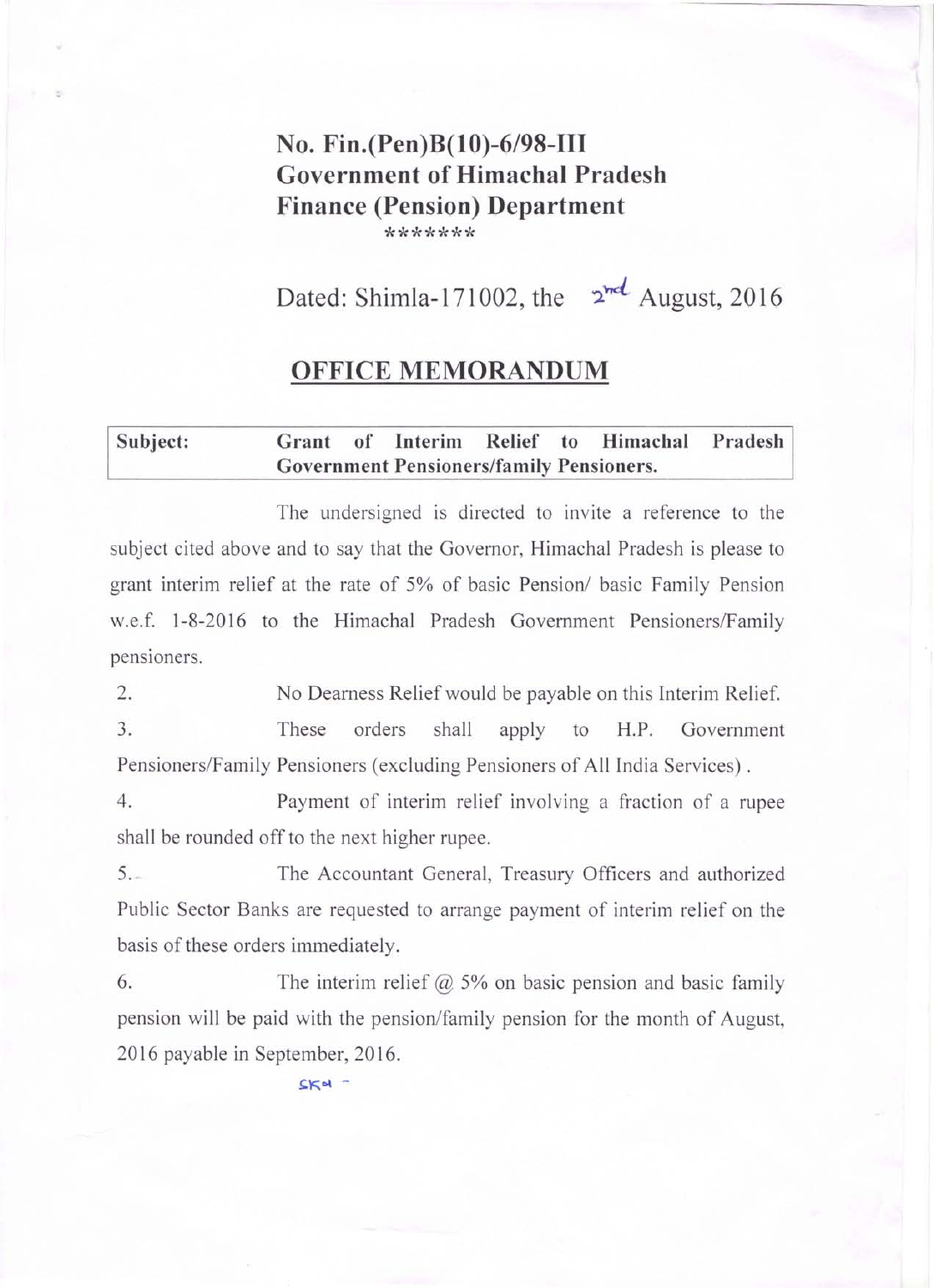**No. Fin.(Pen)B(10)-6/98-III**
**Government of Himachal Pradesh**
**Finance (Pension) Department**

\*\*\*\*\*\*\*

Dated: Shimla-171002, the 2nd August, 2016

## OFFICE MEMORANDUM

| **Subject:** | **Grant of Interim Relief to Himachal Pradesh Government Pensioners/family Pensioners.** |
|---|---|

The undersigned is directed to invite a reference to the subject cited above and to say that the Governor, Himachal Pradesh is please to grant interim relief at the rate of 5% of basic Pension/ basic Family Pension w.e.f. 1-8-2016 to the Himachal Pradesh Government Pensioners/Family pensioners.

2. No Dearness Relief would be payable on this Interim Relief.

3. These orders shall apply to H.P. Government Pensioners/Family Pensioners (excluding Pensioners of All India Services) .

4. Payment of interim relief involving a fraction of a rupee shall be rounded off to the next higher rupee.

5. The Accountant General, Treasury Officers and authorized Public Sector Banks are requested to arrange payment of interim relief on the basis of these orders immediately.

6. The interim relief @ 5% on basic pension and basic family pension will be paid with the pension/family pension for the month of August, 2016 payable in September, 2016.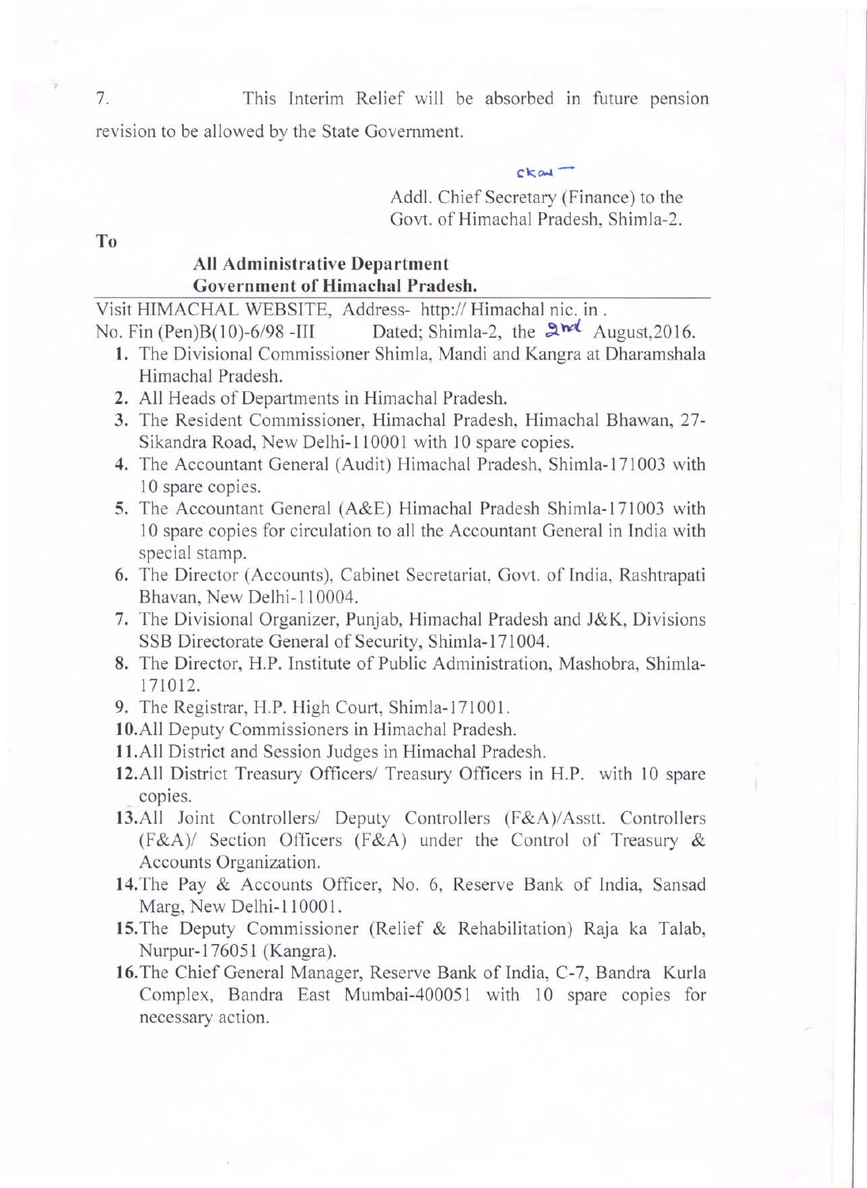7. This Interim Relief will be absorbed in future pension revision to be allowed by the State Government.

ckau

Addl. Chief Secretary (Finance) to the
Govt. of Himachal Pradesh, Shimla-2.

**To**

**All Administrative Department**
**Government of Himachal Pradesh.**

Visit HIMACHAL WEBSITE, Address- http:// Himachal nic. in .

No. Fin (Pen)B(10)-6/98 -III Dated; Shimla-2, the 2nd August,2016.

1. The Divisional Commissioner Shimla, Mandi and Kangra at Dharamshala Himachal Pradesh.
2. All Heads of Departments in Himachal Pradesh.
3. The Resident Commissioner, Himachal Pradesh, Himachal Bhawan, 27-Sikandra Road, New Delhi-110001 with 10 spare copies.
4. The Accountant General (Audit) Himachal Pradesh, Shimla-171003 with 10 spare copies.
5. The Accountant General (A&E) Himachal Pradesh Shimla-171003 with 10 spare copies for circulation to all the Accountant General in India with special stamp.
6. The Director (Accounts), Cabinet Secretariat, Govt. of India, Rashtrapati Bhavan, New Delhi-110004.
7. The Divisional Organizer, Punjab, Himachal Pradesh and J&K, Divisions SSB Directorate General of Security, Shimla-171004.
8. The Director, H.P. Institute of Public Administration, Mashobra, Shimla-171012.
9. The Registrar, H.P. High Court, Shimla-171001.
10. All Deputy Commissioners in Himachal Pradesh.
11. All District and Session Judges in Himachal Pradesh.
12. All District Treasury Officers/ Treasury Officers in H.P. with 10 spare copies.
13. All Joint Controllers/ Deputy Controllers (F&A)/Asstt. Controllers (F&A)/ Section Officers (F&A) under the Control of Treasury & Accounts Organization.
14. The Pay & Accounts Officer, No. 6, Reserve Bank of India, Sansad Marg, New Delhi-110001.
15. The Deputy Commissioner (Relief & Rehabilitation) Raja ka Talab, Nurpur-176051 (Kangra).
16. The Chief General Manager, Reserve Bank of India, C-7, Bandra Kurla Complex, Bandra East Mumbai-400051 with 10 spare copies for necessary action.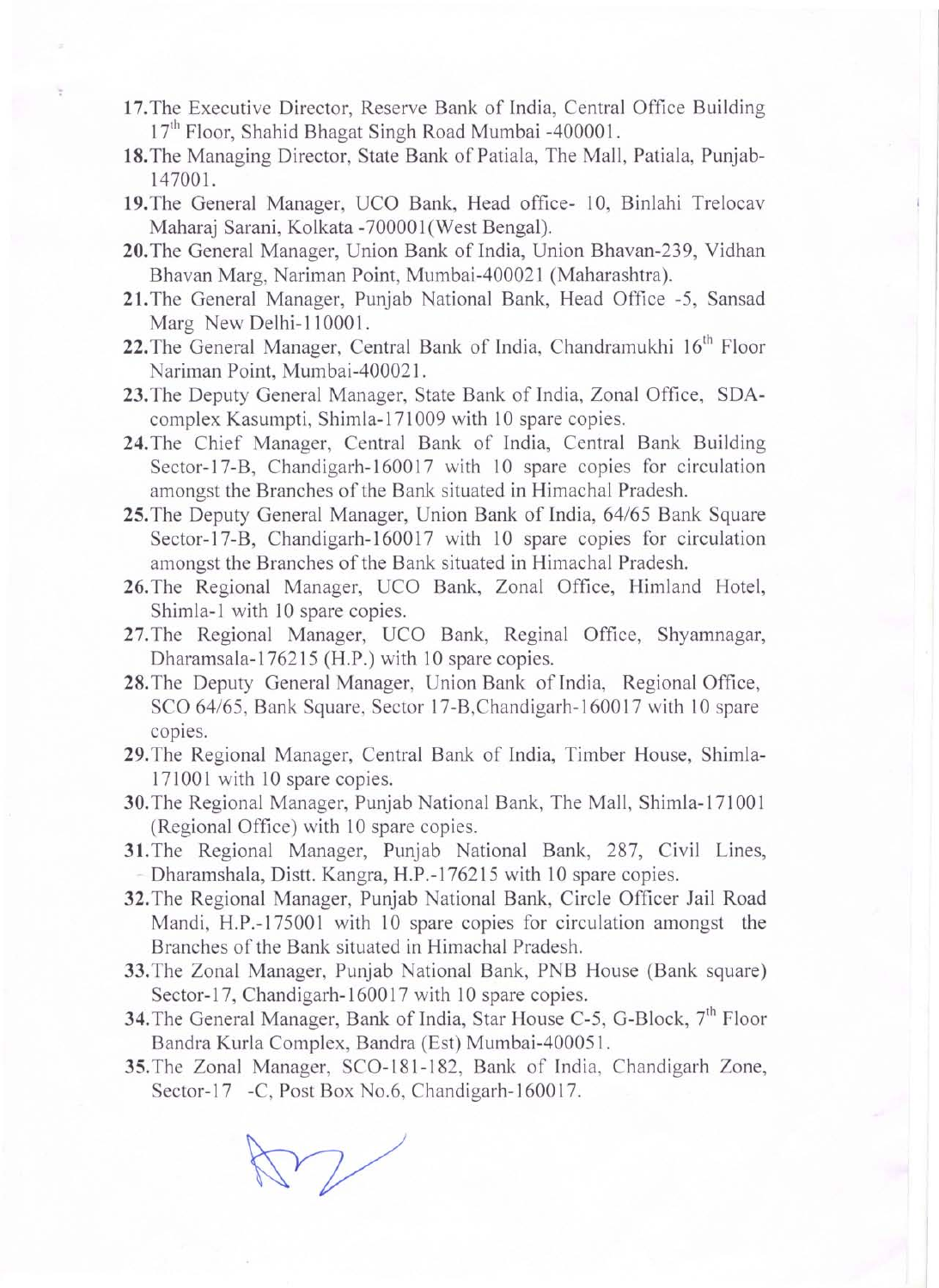17. The Executive Director, Reserve Bank of India, Central Office Building 17th Floor, Shahid Bhagat Singh Road Mumbai -400001.
18. The Managing Director, State Bank of Patiala, The Mall, Patiala, Punjab-147001.
19. The General Manager, UCO Bank, Head office- 10, Binlahi Trelocav Maharaj Sarani, Kolkata -700001(West Bengal).
20. The General Manager, Union Bank of India, Union Bhavan-239, Vidhan Bhavan Marg, Nariman Point, Mumbai-400021 (Maharashtra).
21. The General Manager, Punjab National Bank, Head Office -5, Sansad Marg New Delhi-110001.
22. The General Manager, Central Bank of India, Chandramukhi 16th Floor Nariman Point, Mumbai-400021.
23. The Deputy General Manager, State Bank of India, Zonal Office, SDA-complex Kasumpti, Shimla-171009 with 10 spare copies.
24. The Chief Manager, Central Bank of India, Central Bank Building Sector-17-B, Chandigarh-160017 with 10 spare copies for circulation amongst the Branches of the Bank situated in Himachal Pradesh.
25. The Deputy General Manager, Union Bank of India, 64/65 Bank Square Sector-17-B, Chandigarh-160017 with 10 spare copies for circulation amongst the Branches of the Bank situated in Himachal Pradesh.
26. The Regional Manager, UCO Bank, Zonal Office, Himland Hotel, Shimla-1 with 10 spare copies.
27. The Regional Manager, UCO Bank, Reginal Office, Shyamnagar, Dharamsala-176215 (H.P.) with 10 spare copies.
28. The Deputy General Manager, Union Bank of India, Regional Office, SCO 64/65, Bank Square, Sector 17-B,Chandigarh-160017 with 10 spare copies.
29. The Regional Manager, Central Bank of India, Timber House, Shimla-171001 with 10 spare copies.
30. The Regional Manager, Punjab National Bank, The Mall, Shimla-171001 (Regional Office) with 10 spare copies.
31. The Regional Manager, Punjab National Bank, 287, Civil Lines, Dharamshala, Distt. Kangra, H.P.-176215 with 10 spare copies.
32. The Regional Manager, Punjab National Bank, Circle Officer Jail Road Mandi, H.P.-175001 with 10 spare copies for circulation amongst the Branches of the Bank situated in Himachal Pradesh.
33. The Zonal Manager, Punjab National Bank, PNB House (Bank square) Sector-17, Chandigarh-160017 with 10 spare copies.
34. The General Manager, Bank of India, Star House C-5, G-Block, 7th Floor Bandra Kurla Complex, Bandra (Est) Mumbai-400051.
35. The Zonal Manager, SCO-181-182, Bank of India, Chandigarh Zone, Sector-17 -C, Post Box No.6, Chandigarh-160017.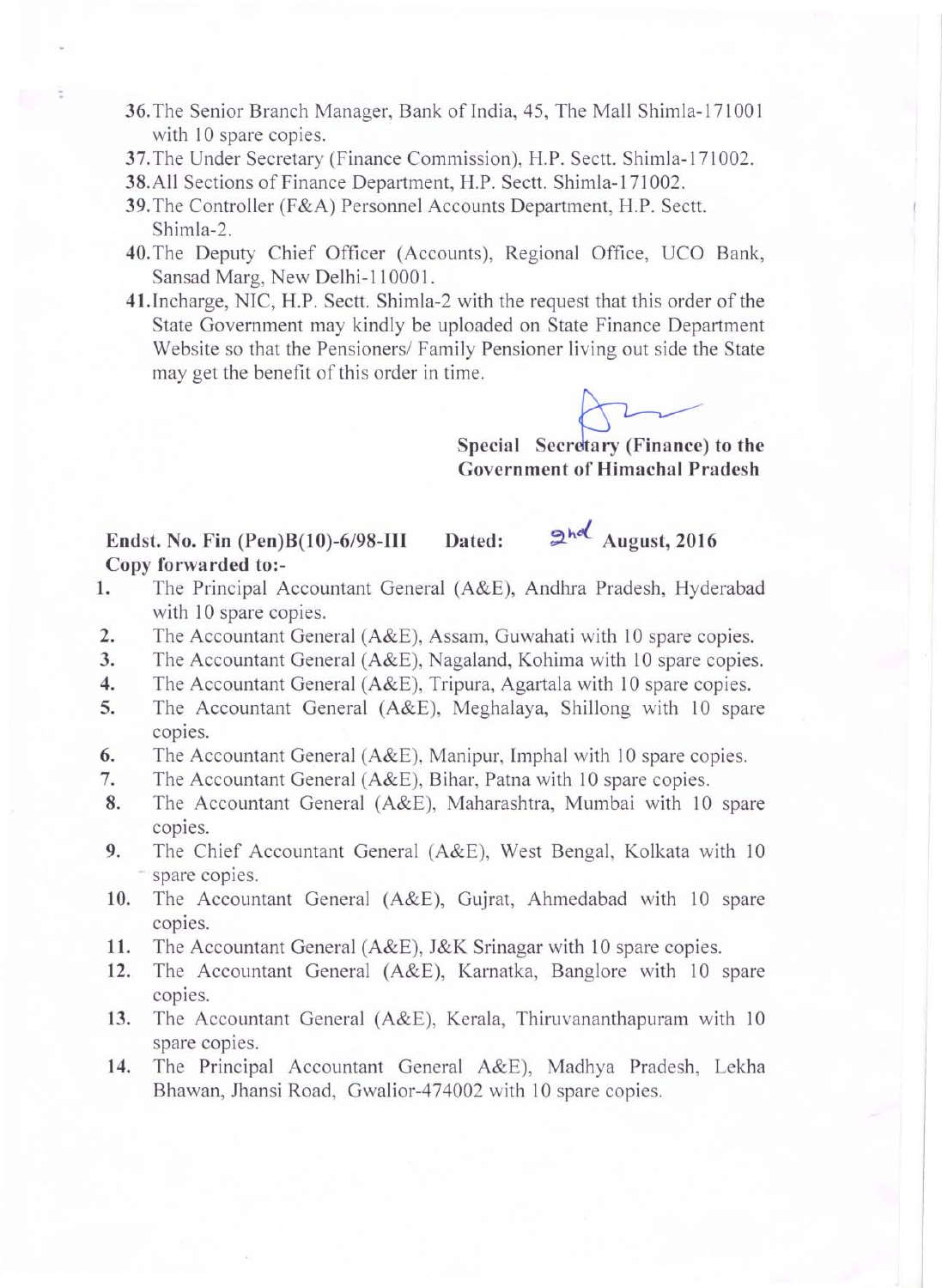36. The Senior Branch Manager, Bank of India, 45, The Mall Shimla-171001 with 10 spare copies.
37. The Under Secretary (Finance Commission), H.P. Sectt. Shimla-171002.
38. All Sections of Finance Department, H.P. Sectt. Shimla-171002.
39. The Controller (F&A) Personnel Accounts Department, H.P. Sectt. Shimla-2.
40. The Deputy Chief Officer (Accounts), Regional Office, UCO Bank, Sansad Marg, New Delhi-110001.
41. Incharge, NIC, H.P. Sectt. Shimla-2 with the request that this order of the State Government may kindly be uploaded on State Finance Department Website so that the Pensioners/ Family Pensioner living out side the State may get the benefit of this order in time.

**Special Secretary (Finance) to the Government of Himachal Pradesh**

**Endst. No. Fin (Pen)B(10)-6/98-III Dated: 2nd August, 2016**
**Copy forwarded to:-**

1. The Principal Accountant General (A&E), Andhra Pradesh, Hyderabad with 10 spare copies.
2. The Accountant General (A&E), Assam, Guwahati with 10 spare copies.
3. The Accountant General (A&E), Nagaland, Kohima with 10 spare copies.
4. The Accountant General (A&E), Tripura, Agartala with 10 spare copies.
5. The Accountant General (A&E), Meghalaya, Shillong with 10 spare copies.
6. The Accountant General (A&E), Manipur, Imphal with 10 spare copies.
7. The Accountant General (A&E), Bihar, Patna with 10 spare copies.
8. The Accountant General (A&E), Maharashtra, Mumbai with 10 spare copies.
9. The Chief Accountant General (A&E), West Bengal, Kolkata with 10 spare copies.
10. The Accountant General (A&E), Gujrat, Ahmedabad with 10 spare copies.
11. The Accountant General (A&E), J&K Srinagar with 10 spare copies.
12. The Accountant General (A&E), Karnatka, Banglore with 10 spare copies.
13. The Accountant General (A&E), Kerala, Thiruvananthapuram with 10 spare copies.
14. The Principal Accountant General A&E), Madhya Pradesh, Lekha Bhawan, Jhansi Road, Gwalior-474002 with 10 spare copies.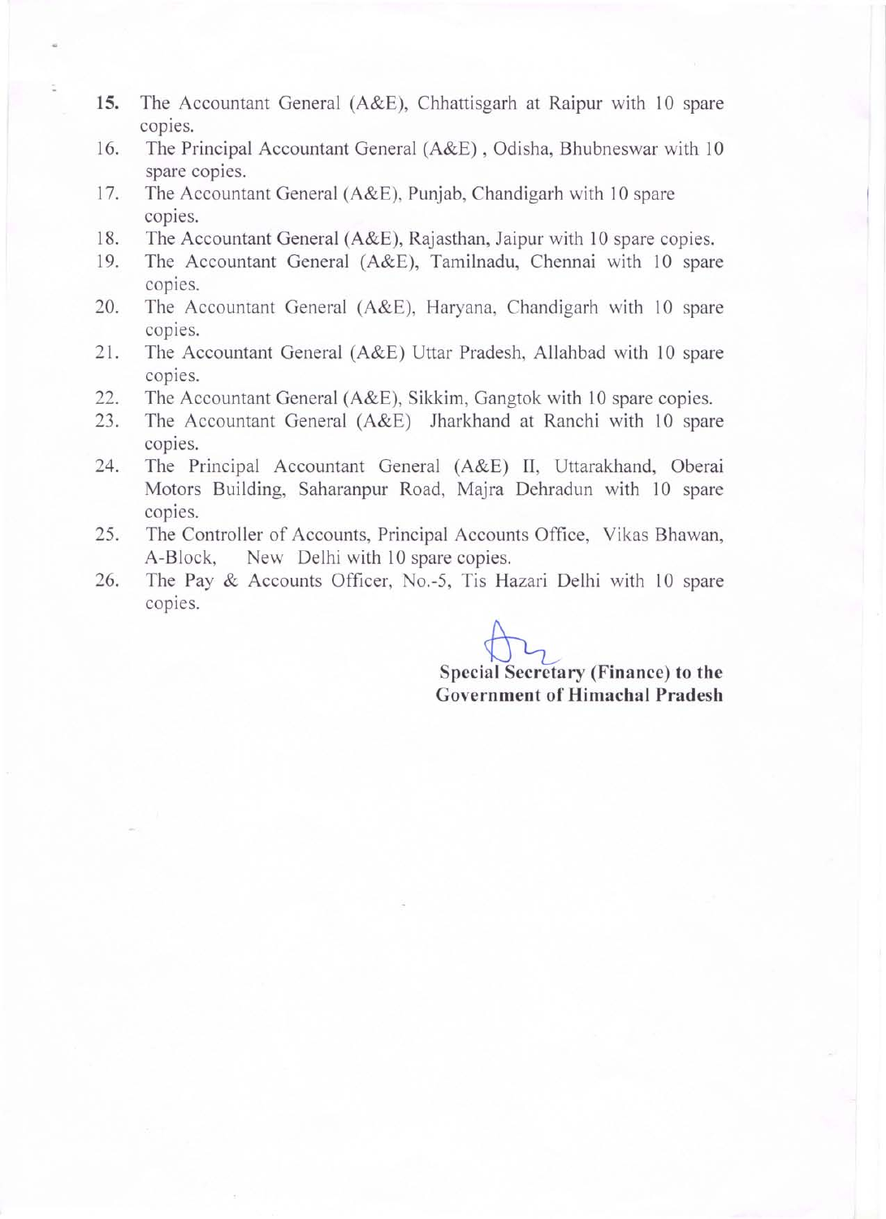15. The Accountant General (A&E), Chhattisgarh at Raipur with 10 spare copies.
16. The Principal Accountant General (A&E) , Odisha, Bhubneswar with 10 spare copies.
17. The Accountant General (A&E), Punjab, Chandigarh with 10 spare copies.
18. The Accountant General (A&E), Rajasthan, Jaipur with 10 spare copies.
19. The Accountant General (A&E), Tamilnadu, Chennai with 10 spare copies.
20. The Accountant General (A&E), Haryana, Chandigarh with 10 spare copies.
21. The Accountant General (A&E) Uttar Pradesh, Allahbad with 10 spare copies.
22. The Accountant General (A&E), Sikkim, Gangtok with 10 spare copies.
23. The Accountant General (A&E) Jharkhand at Ranchi with 10 spare copies.
24. The Principal Accountant General (A&E) II, Uttarakhand, Oberai Motors Building, Saharanpur Road, Majra Dehradun with 10 spare copies.
25. The Controller of Accounts, Principal Accounts Office, Vikas Bhawan, A-Block, New Delhi with 10 spare copies.
26. The Pay & Accounts Officer, No.-5, Tis Hazari Delhi with 10 spare copies.

**Special Secretary (Finance) to the**
**Government of Himachal Pradesh**